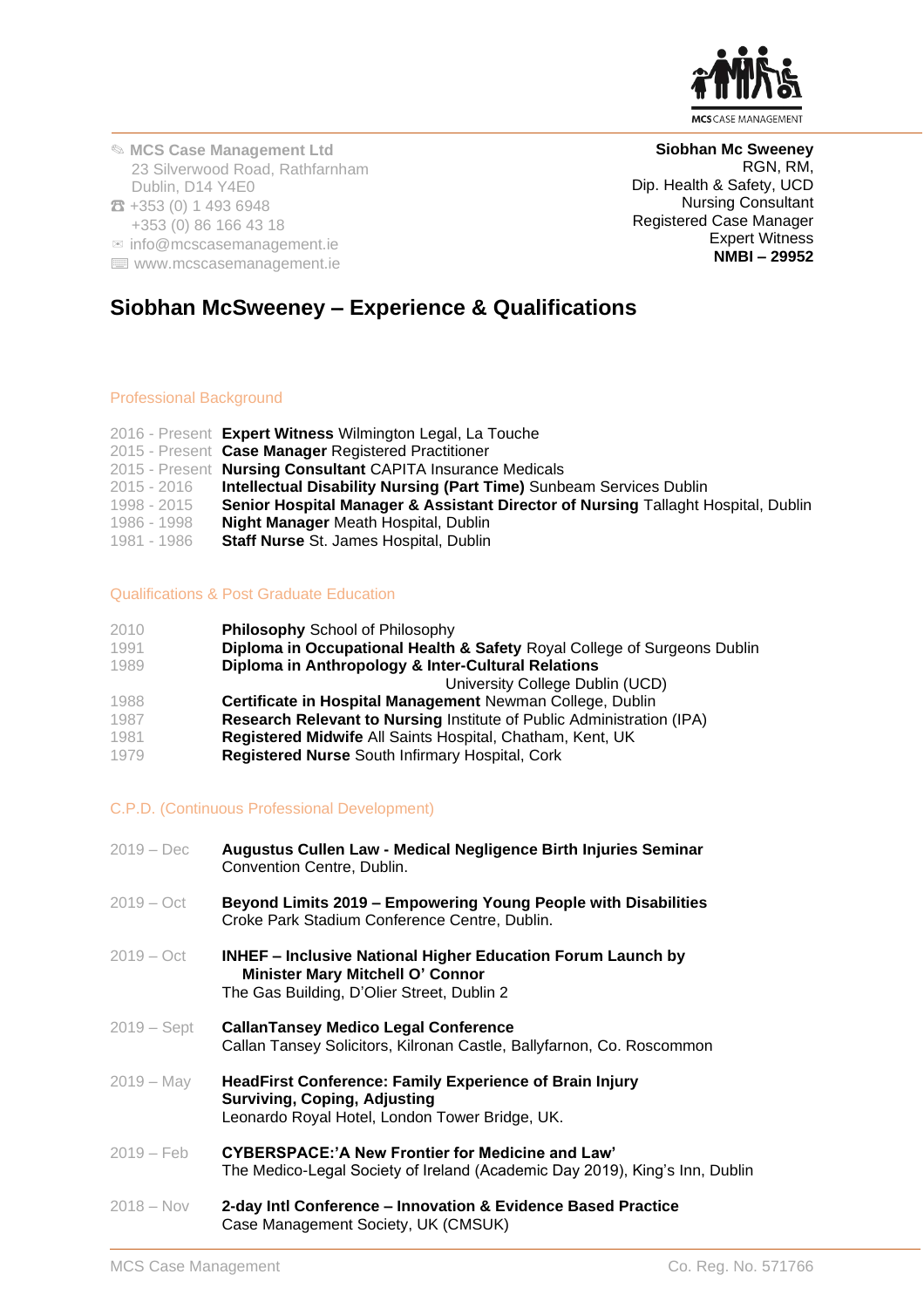MCS CASE MANAGEMENT

✎ **MCS Case Management Ltd**
23 Silverwood Road, Rathfarnham
Dublin, D14 Y4E0
☎ +353 (0) 1 493 6948
+353 (0) 86 166 43 18
✉ info@mcscasemanagement.ie
⌨ www.mcscasemanagement.ie

**Siobhan Mc Sweeney**
RGN, RM,
Dip. Health & Safety, UCD
Nursing Consultant
Registered Case Manager
Expert Witness
**NMBI – 29952**

# Siobhan McSweeney – Experience & Qualifications

## Professional Background

2016 - Present **Expert Witness** Wilmington Legal, La Touche
2015 - Present **Case Manager** Registered Practitioner
2015 - Present **Nursing Consultant** CAPITA Insurance Medicals
2015 - 2016 **Intellectual Disability Nursing (Part Time)** Sunbeam Services Dublin
1998 - 2015 **Senior Hospital Manager & Assistant Director of Nursing** Tallaght Hospital, Dublin
1986 - 1998 **Night Manager** Meath Hospital, Dublin
1981 - 1986 **Staff Nurse** St. James Hospital, Dublin

## Qualifications & Post Graduate Education

2010 **Philosophy** School of Philosophy
1991 **Diploma in Occupational Health & Safety** Royal College of Surgeons Dublin
1989 **Diploma in Anthropology & Inter-Cultural Relations** University College Dublin (UCD)
1988 **Certificate in Hospital Management** Newman College, Dublin
1987 **Research Relevant to Nursing** Institute of Public Administration (IPA)
1981 **Registered Midwife** All Saints Hospital, Chatham, Kent, UK
1979 **Registered Nurse** South Infirmary Hospital, Cork

## C.P.D. (Continuous Professional Development)

2019 – Dec **Augustus Cullen Law - Medical Negligence Birth Injuries Seminar**
Convention Centre, Dublin.

2019 – Oct **Beyond Limits 2019 – Empowering Young People with Disabilities**
Croke Park Stadium Conference Centre, Dublin.

2019 – Oct **INHEF – Inclusive National Higher Education Forum Launch by Minister Mary Mitchell O' Connor**
The Gas Building, D'Olier Street, Dublin 2

2019 – Sept **CallanTansey Medico Legal Conference**
Callan Tansey Solicitors, Kilronan Castle, Ballyfarnon, Co. Roscommon

2019 – May **HeadFirst Conference: Family Experience of Brain Injury Surviving, Coping, Adjusting**
Leonardo Royal Hotel, London Tower Bridge, UK.

2019 – Feb **CYBERSPACE:'A New Frontier for Medicine and Law'**
The Medico-Legal Society of Ireland (Academic Day 2019), King's Inn, Dublin

2018 – Nov **2-day Intl Conference – Innovation & Evidence Based Practice**
Case Management Society, UK (CMSUK)

MCS Case Management Co. Reg. No. 571766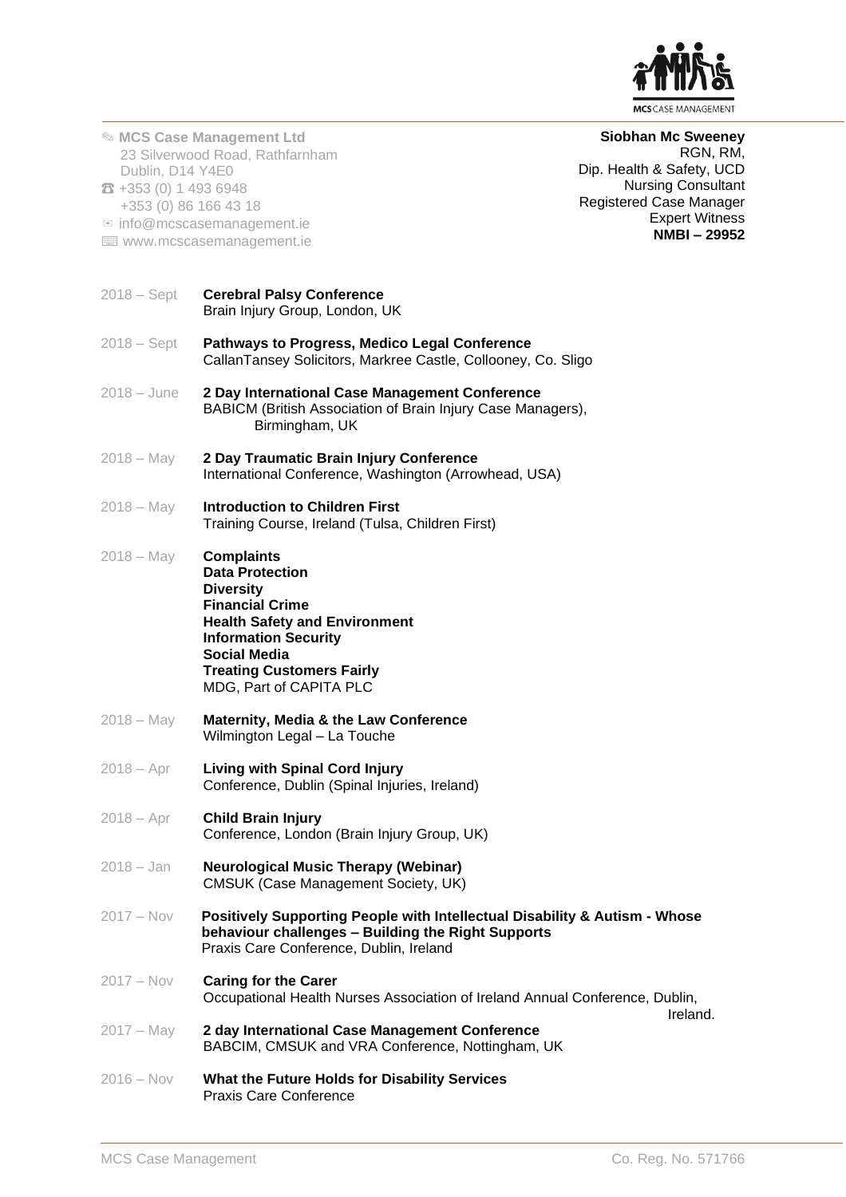✎ MCS Case Management Ltd
23 Silverwood Road, Rathfarnham
Dublin, D14 Y4E0
☎ +353 (0) 1 493 6948
+353 (0) 86 166 43 18
✉ info@mcscasemanagement.ie
⌨ www.mcscasemanagement.ie

**Siobhan Mc Sweeney**
RGN, RM,
Dip. Health & Safety, UCD
Nursing Consultant
Registered Case Manager
Expert Witness
**NMBI – 29952**

2018 – Sept **Cerebral Palsy Conference**
Brain Injury Group, London, UK

2018 – Sept **Pathways to Progress, Medico Legal Conference**
CallanTansey Solicitors, Markree Castle, Collooney, Co. Sligo

2018 – June **2 Day International Case Management Conference**
BABICM (British Association of Brain Injury Case Managers), Birmingham, UK

2018 – May **2 Day Traumatic Brain Injury Conference**
International Conference, Washington (Arrowhead, USA)

2018 – May **Introduction to Children First**
Training Course, Ireland (Tulsa, Children First)

2018 – May **Complaints**
**Data Protection**
**Diversity**
**Financial Crime**
**Health Safety and Environment**
**Information Security**
**Social Media**
**Treating Customers Fairly**
MDG, Part of CAPITA PLC

2018 – May **Maternity, Media & the Law Conference**
Wilmington Legal – La Touche

2018 – Apr **Living with Spinal Cord Injury**
Conference, Dublin (Spinal Injuries, Ireland)

2018 – Apr **Child Brain Injury**
Conference, London (Brain Injury Group, UK)

2018 – Jan **Neurological Music Therapy (Webinar)**
CMSUK (Case Management Society, UK)

2017 – Nov **Positively Supporting People with Intellectual Disability & Autism - Whose behaviour challenges – Building the Right Supports**
Praxis Care Conference, Dublin, Ireland

2017 – Nov **Caring for the Carer**
Occupational Health Nurses Association of Ireland Annual Conference, Dublin, Ireland.

2017 – May **2 day International Case Management Conference**
BABCIM, CMSUK and VRA Conference, Nottingham, UK

2016 – Nov **What the Future Holds for Disability Services**
Praxis Care Conference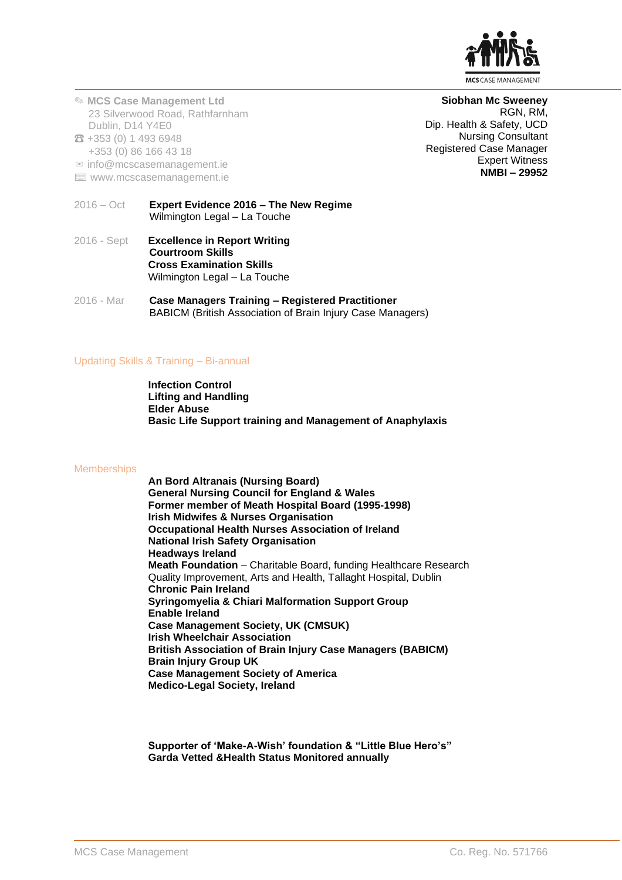MCS Case Management Ltd
23 Silverwood Road, Rathfarnham
Dublin, D14 Y4E0
+353 (0) 1 493 6948
+353 (0) 86 166 43 18
info@mcscasemanagement.ie
www.mcscasemanagement.ie

**Siobhan Mc Sweeney**
RGN, RM,
Dip. Health & Safety, UCD
Nursing Consultant
Registered Case Manager
Expert Witness
**NMBI – 29952**

2016 – Oct **Expert Evidence 2016 – The New Regime**
Wilmington Legal – La Touche

2016 - Sept **Excellence in Report Writing**
**Courtroom Skills**
**Cross Examination Skills**
Wilmington Legal – La Touche

2016 - Mar **Case Managers Training – Registered Practitioner**
BABICM (British Association of Brain Injury Case Managers)

## Updating Skills & Training – Bi-annual

**Infection Control**
**Lifting and Handling**
**Elder Abuse**
**Basic Life Support training and Management of Anaphylaxis**

## Memberships

**An Bord Altranais (Nursing Board)**
**General Nursing Council for England & Wales**
**Former member of Meath Hospital Board (1995-1998)**
**Irish Midwifes & Nurses Organisation**
**Occupational Health Nurses Association of Ireland**
**National Irish Safety Organisation**
**Headways Ireland**
**Meath Foundation** – Charitable Board, funding Healthcare Research Quality Improvement, Arts and Health, Tallaght Hospital, Dublin
**Chronic Pain Ireland**
**Syringomyelia & Chiari Malformation Support Group**
**Enable Ireland**
**Case Management Society, UK (CMSUK)**
**Irish Wheelchair Association**
**British Association of Brain Injury Case Managers (BABICM)**
**Brain Injury Group UK**
**Case Management Society of America**
**Medico-Legal Society, Ireland**

**Supporter of 'Make-A-Wish' foundation & "Little Blue Hero's"**
**Garda Vetted &Health Status Monitored annually**

MCS Case Management Co. Reg. No. 571766